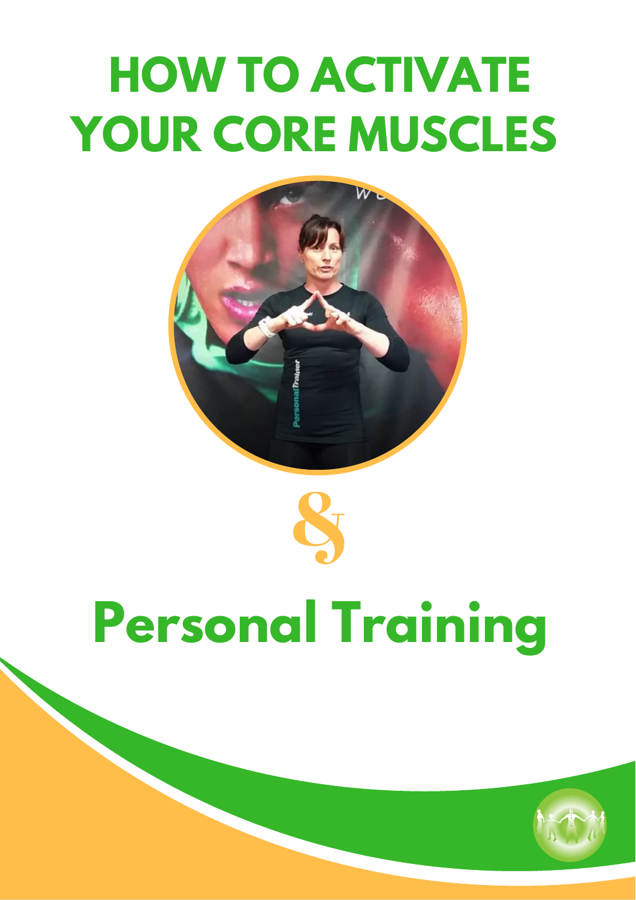# HOW TO ACTIVATE YOUR CORE MUSCLES

&

# Personal Training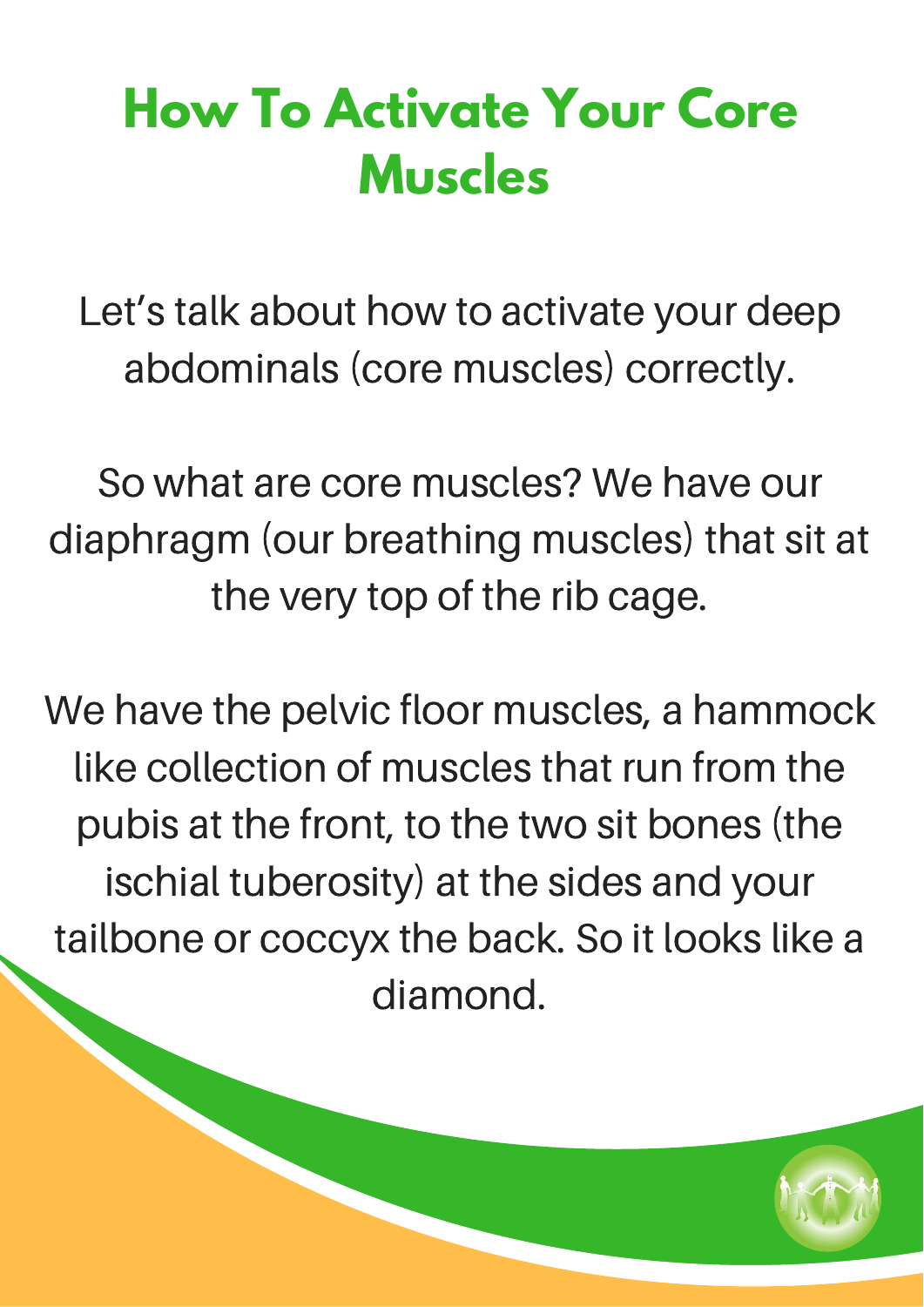# How To Activate Your Core Muscles

Let's talk about how to activate your deep abdominals (core muscles) correctly.

So what are core muscles? We have our diaphragm (our breathing muscles) that sit at the very top of the rib cage.

We have the pelvic floor muscles, a hammock like collection of muscles that run from the pubis at the front, to the two sit bones (the ischial tuberosity) at the sides and your tailbone or coccyx the back. So it looks like a diamond.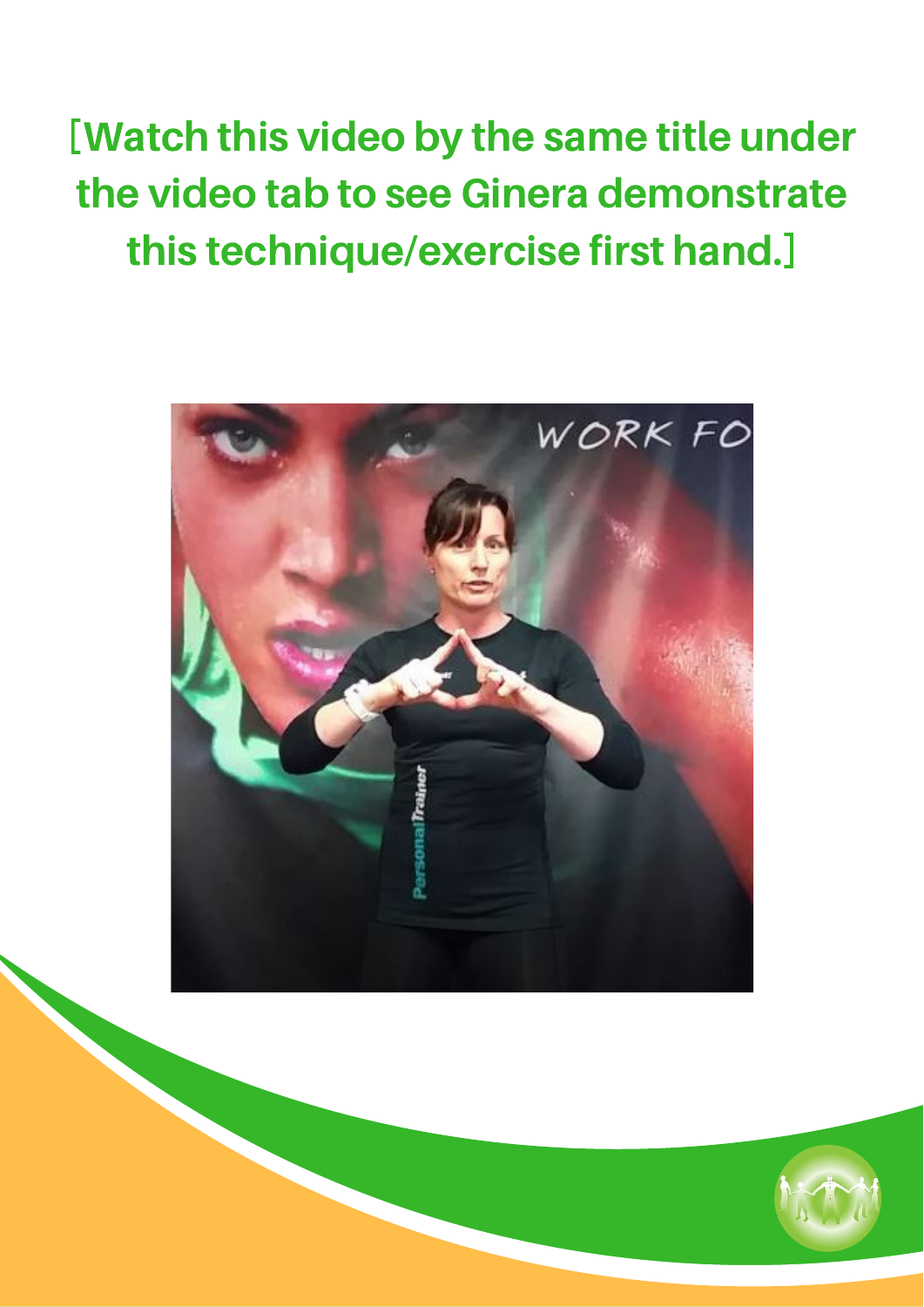[Watch this video by the same title under the video tab to see Ginera demonstrate this technique/exercise first hand.]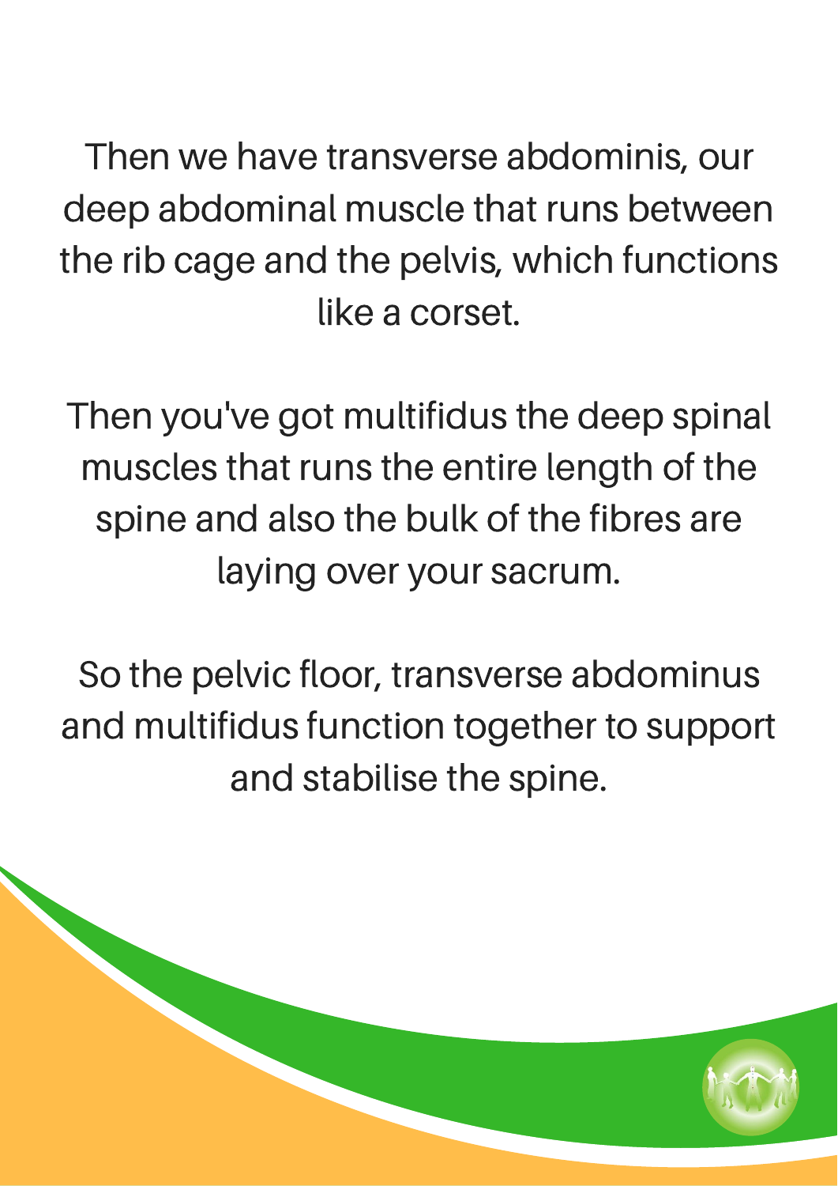Then we have transverse abdominis, our deep abdominal muscle that runs between the rib cage and the pelvis, which functions like a corset.

Then you've got multifidus the deep spinal muscles that runs the entire length of the spine and also the bulk of the fibres are laying over your sacrum.

So the pelvic floor, transverse abdominus and multifidus function together to support and stabilise the spine.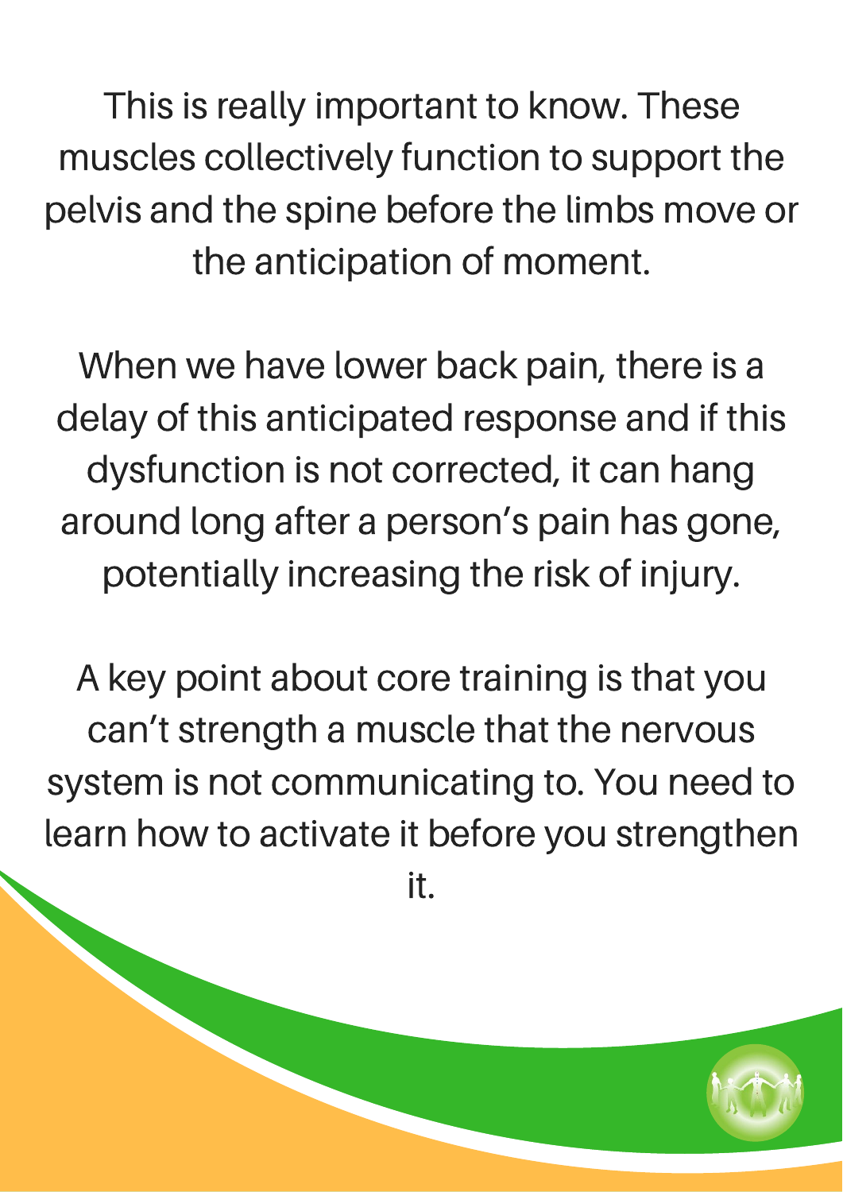This is really important to know. These muscles collectively function to support the pelvis and the spine before the limbs move or the anticipation of moment.

When we have lower back pain, there is a delay of this anticipated response and if this dysfunction is not corrected, it can hang around long after a person's pain has gone, potentially increasing the risk of injury.

A key point about core training is that you can't strength a muscle that the nervous system is not communicating to. You need to learn how to activate it before you strengthen it.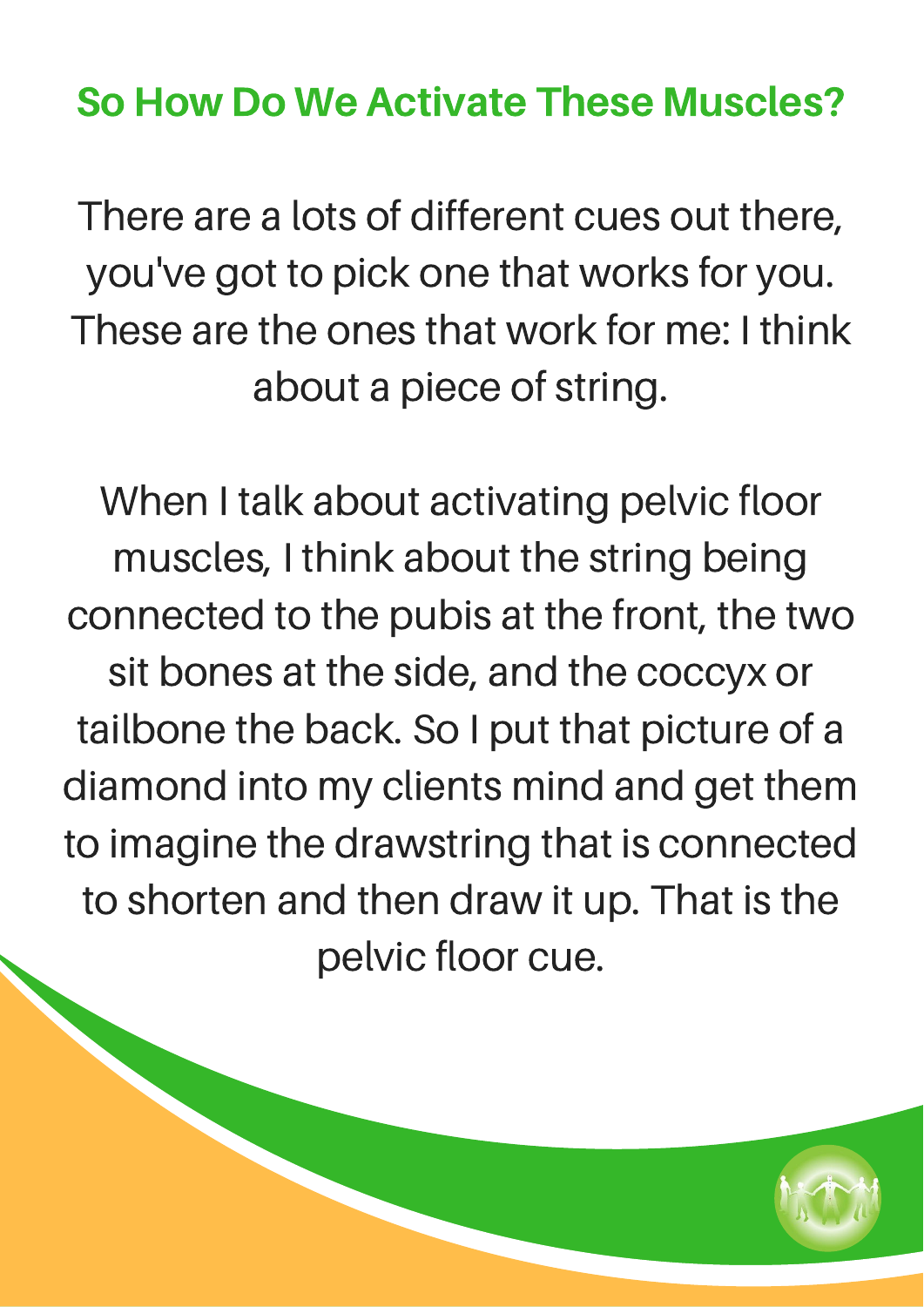## So How Do We Activate These Muscles?

There are a lots of different cues out there, you've got to pick one that works for you. These are the ones that work for me: I think about a piece of string.

When I talk about activating pelvic floor muscles, I think about the string being connected to the pubis at the front, the two sit bones at the side, and the coccyx or tailbone the back. So I put that picture of a diamond into my clients mind and get them to imagine the drawstring that is connected to shorten and then draw it up. That is the pelvic floor cue.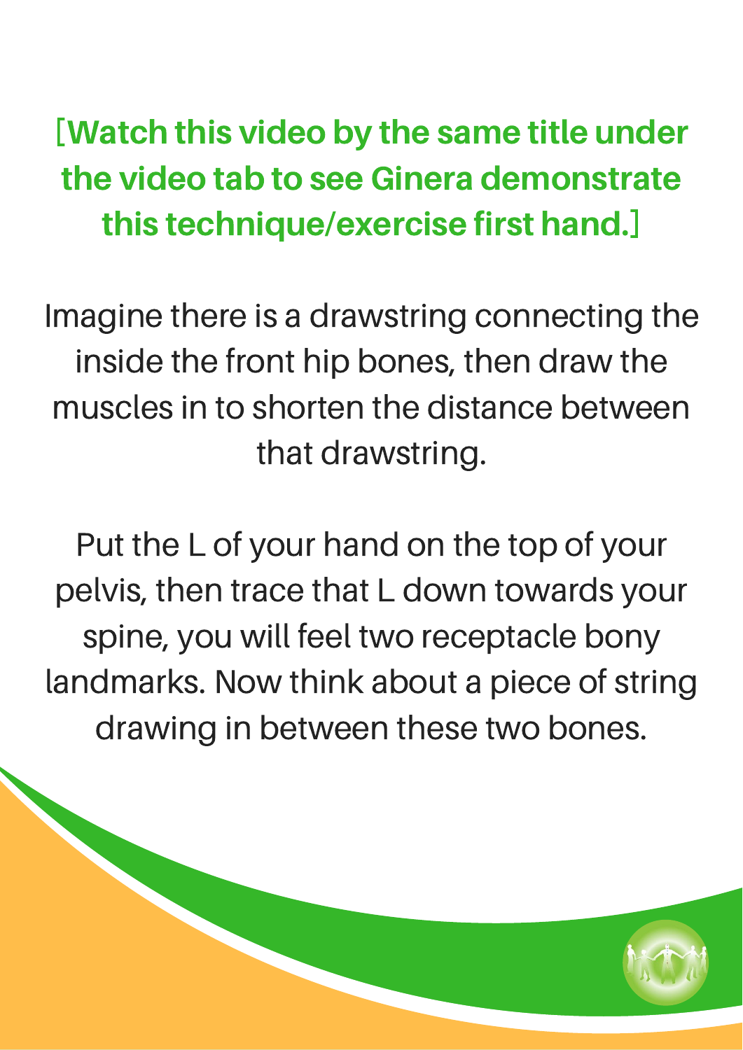**[Watch this video by the same title under the video tab to see Ginera demonstrate this technique/exercise first hand.]**

Imagine there is a drawstring connecting the inside the front hip bones, then draw the muscles in to shorten the distance between that drawstring.

Put the L of your hand on the top of your pelvis, then trace that L down towards your spine, you will feel two receptacle bony landmarks. Now think about a piece of string drawing in between these two bones.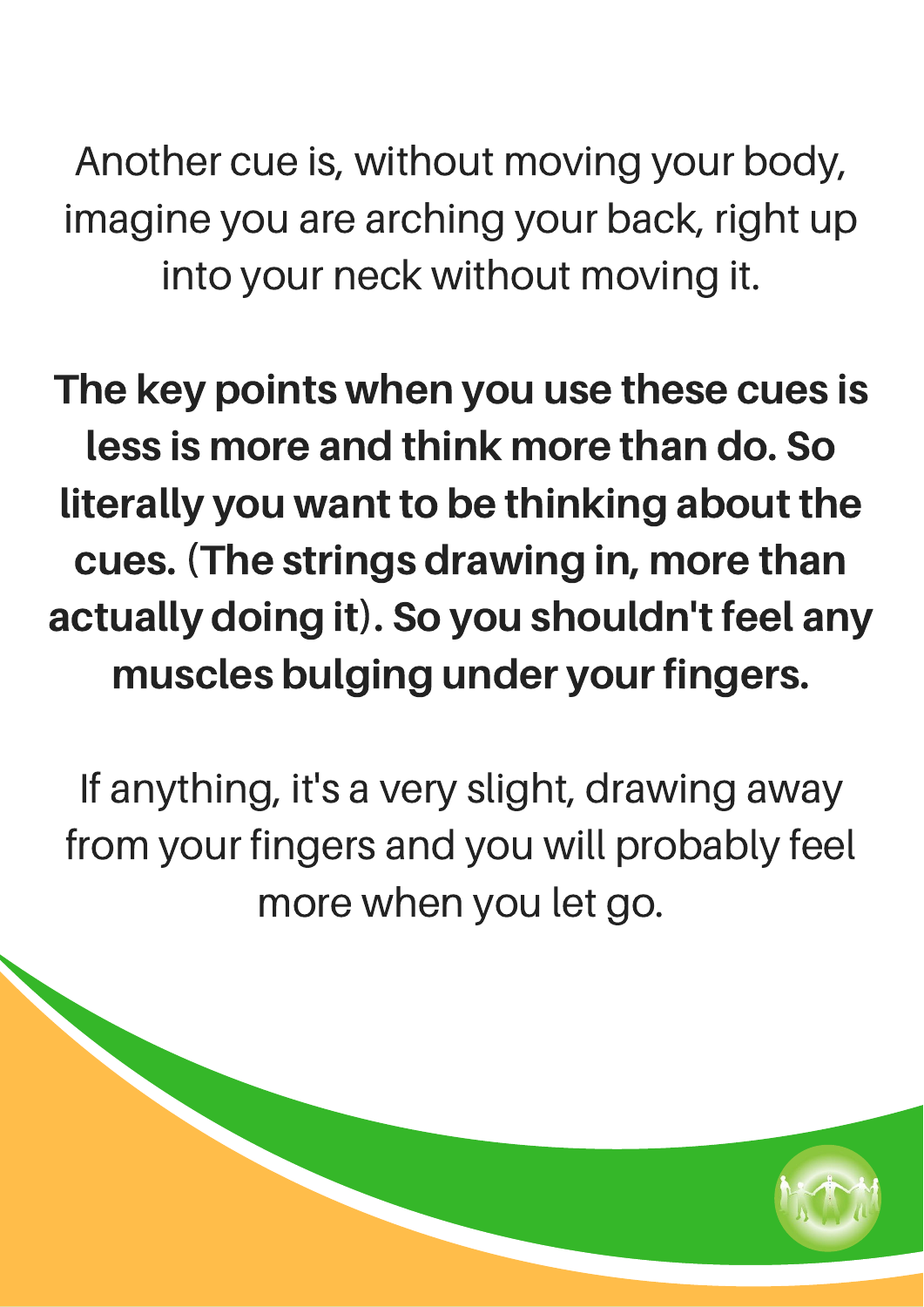Another cue is, without moving your body, imagine you are arching your back, right up into your neck without moving it.

**The key points when you use these cues is less is more and think more than do. So literally you want to be thinking about the cues. (The strings drawing in, more than actually doing it). So you shouldn't feel any muscles bulging under your fingers.**

If anything, it's a very slight, drawing away from your fingers and you will probably feel more when you let go.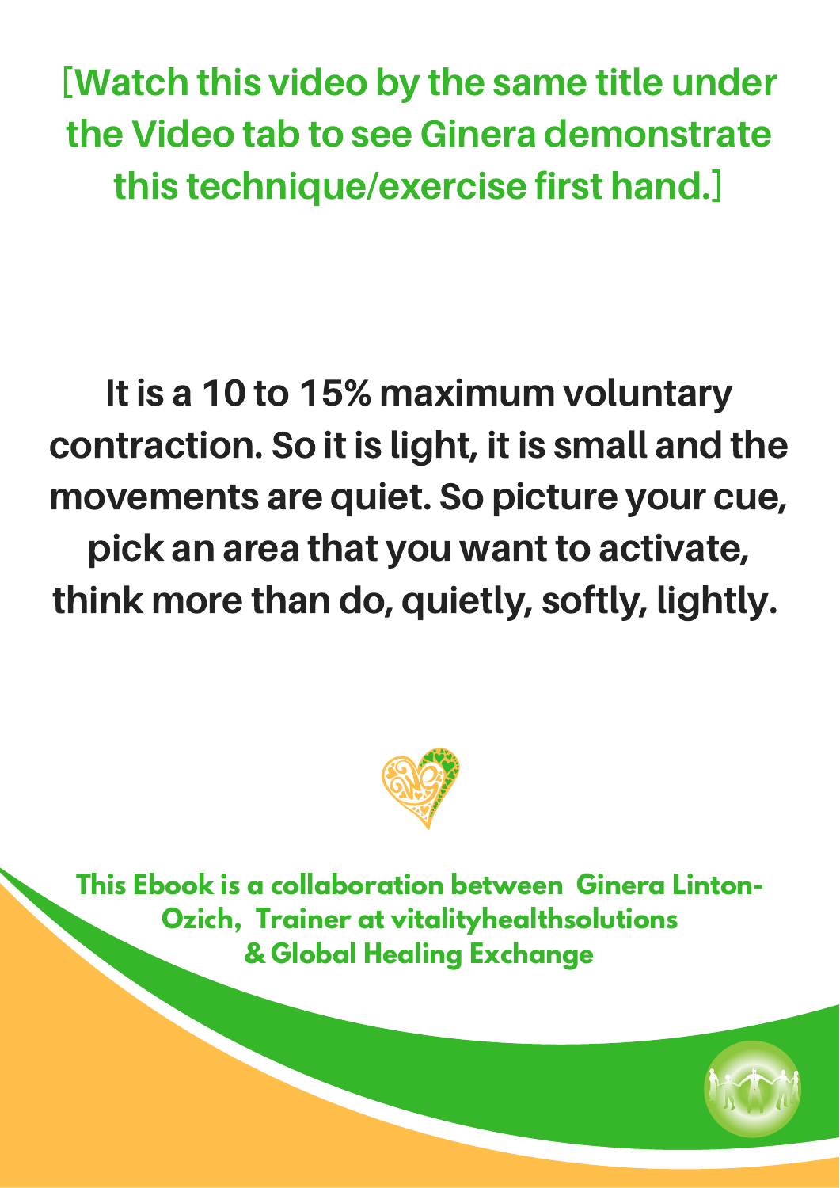[Watch this video by the same title under the Video tab to see Ginera demonstrate this technique/exercise first hand.]

**It is a 10 to 15% maximum voluntary contraction. So it is light, it is small and the movements are quiet. So picture your cue, pick an area that you want to activate, think more than do, quietly, softly, lightly.**

**This Ebook is a collaboration between Ginera Linton-Ozich, Trainer at vitalityhealthsolutions & Global Healing Exchange**